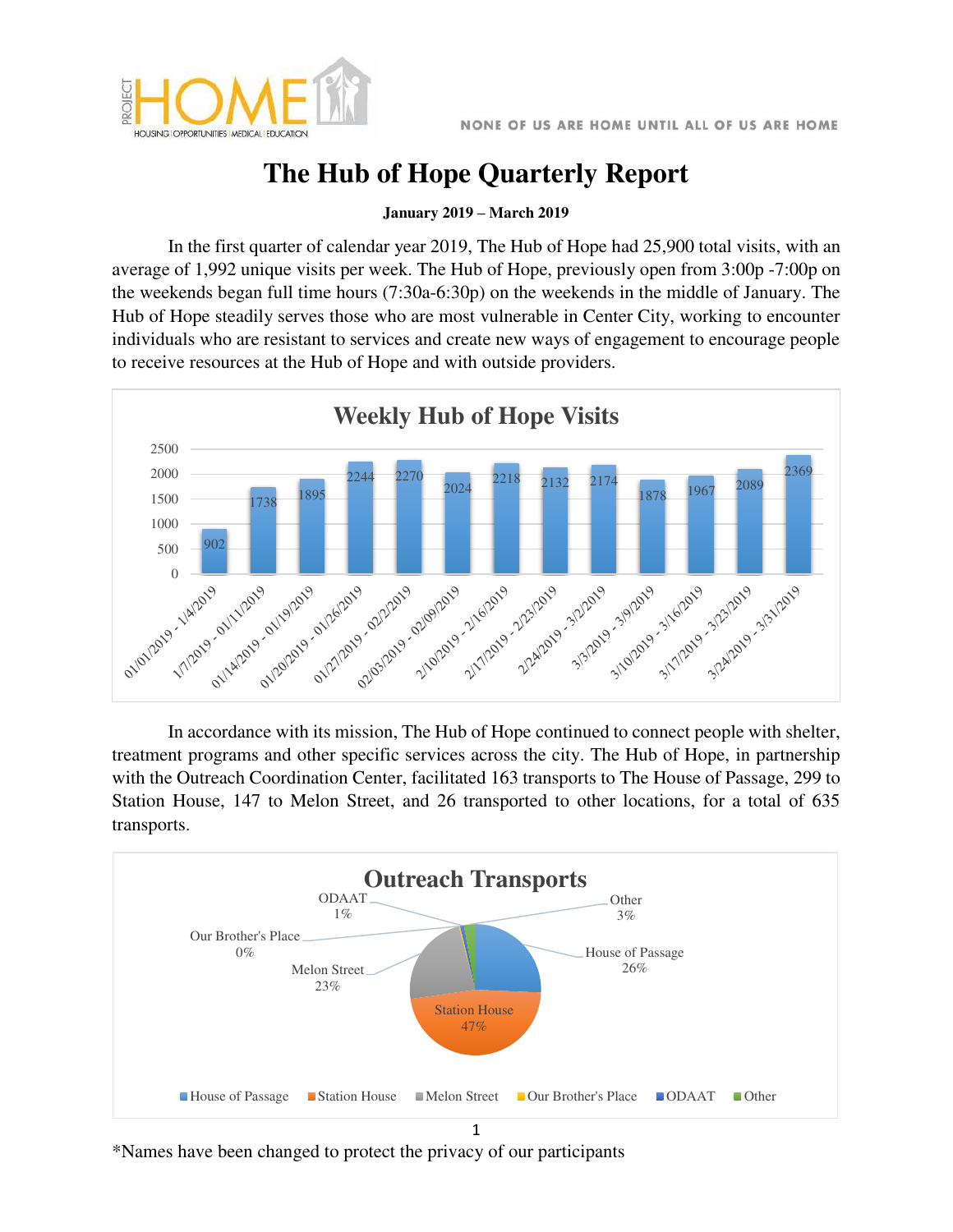PROJECT HOME
HOUSING | OPPORTUNITIES | MEDICAL | EDUCATION

NONE OF US ARE HOME UNTIL ALL OF US ARE HOME

# The Hub of Hope Quarterly Report

**January 2019 – March 2019**

In the first quarter of calendar year 2019, The Hub of Hope had 25,900 total visits, with an average of 1,992 unique visits per week. The Hub of Hope, previously open from 3:00p -7:00p on the weekends began full time hours (7:30a-6:30p) on the weekends in the middle of January. The Hub of Hope steadily serves those who are most vulnerable in Center City, working to encounter individuals who are resistant to services and create new ways of engagement to encourage people to receive resources at the Hub of Hope and with outside providers.

Weekly Hub of Hope Visits

2500
2000
1500
1000
500
0

902
1738
1895
2244
2270
2024
2218
2132
2174
1878
1967
2089
2369

01/01/2019 - 1/4/2019
1/7/2019 - 01/11/2019
01/14/2019 - 01/19/2019
01/20/2019 - 01/26/2019
01/27/2019 - 02/2/2019
02/03/2019 - 02/09/2019
2/10/2019 - 2/16/2019
2/17/2019 - 2/23/2019
2/24/2019 - 3/2/2019
3/3/2019 - 3/9/2019
3/10/2019 - 3/16/2019
3/17/2019 - 3/23/2019
3/24/2019 - 3/31/2019

In accordance with its mission, The Hub of Hope continued to connect people with shelter, treatment programs and other specific services across the city. The Hub of Hope, in partnership with the Outreach Coordination Center, facilitated 163 transports to The House of Passage, 299 to Station House, 147 to Melon Street, and 26 transported to other locations, for a total of 635 transports.

Outreach Transports

ODAAT 1%
Other 3%
Our Brother's Place 0%
House of Passage 26%
Melon Street 23%
Station House 47%

House of Passage, Station House, Melon Street, Our Brother's Place, ODAAT, Other

*Names have been changed to protect the privacy of our participants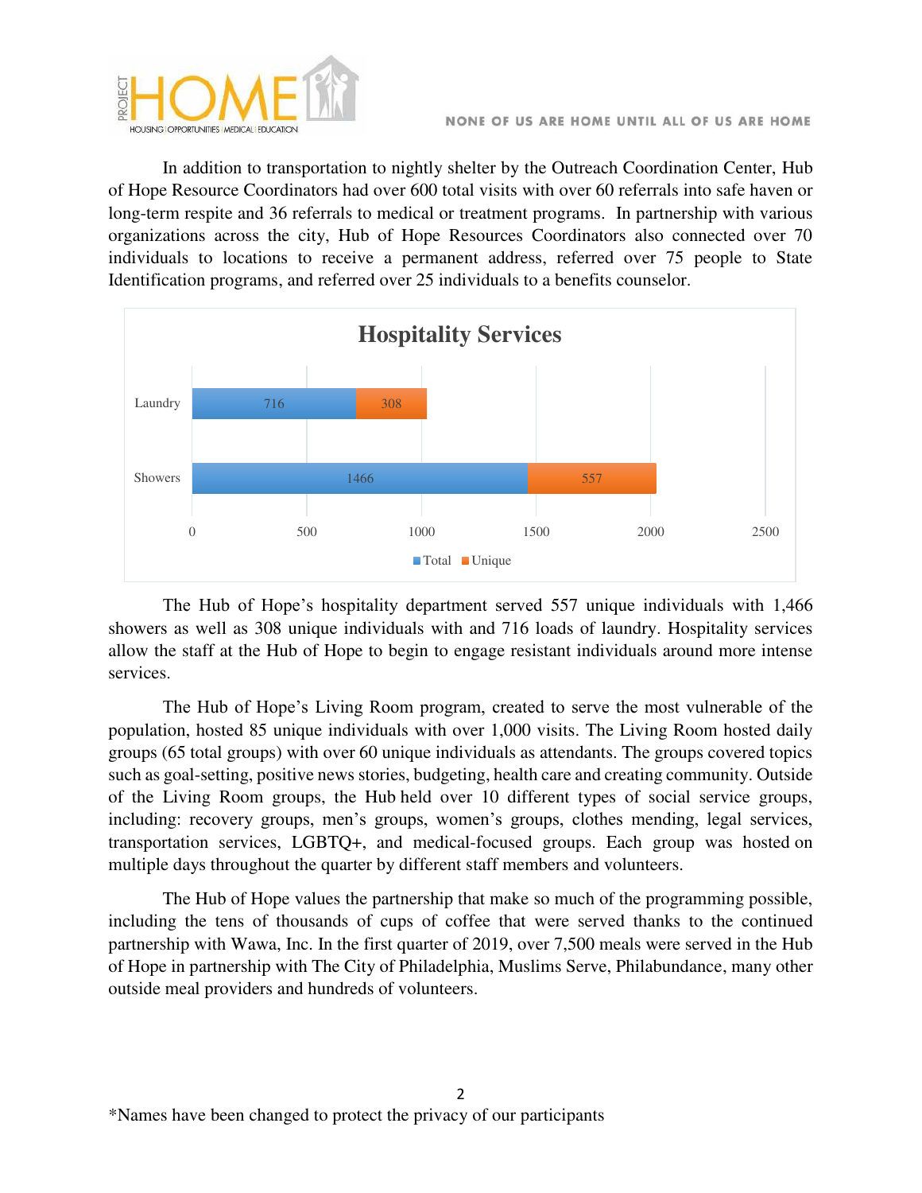In addition to transportation to nightly shelter by the Outreach Coordination Center, Hub of Hope Resource Coordinators had over 600 total visits with over 60 referrals into safe haven or long-term respite and 36 referrals to medical or treatment programs. In partnership with various organizations across the city, Hub of Hope Resources Coordinators also connected over 70 individuals to locations to receive a permanent address, referred over 75 people to State Identification programs, and referred over 25 individuals to a benefits counselor.

**Hospitality Services**

Laundry
716
308

Showers
1466
557

0
500
1000
1500
2000
2500

Total
Unique

The Hub of Hope's hospitality department served 557 unique individuals with 1,466 showers as well as 308 unique individuals with and 716 loads of laundry. Hospitality services allow the staff at the Hub of Hope to begin to engage resistant individuals around more intense services.

The Hub of Hope's Living Room program, created to serve the most vulnerable of the population, hosted 85 unique individuals with over 1,000 visits. The Living Room hosted daily groups (65 total groups) with over 60 unique individuals as attendants. The groups covered topics such as goal-setting, positive news stories, budgeting, health care and creating community. Outside of the Living Room groups, the Hub held over 10 different types of social service groups, including: recovery groups, men's groups, women's groups, clothes mending, legal services, transportation services, LGBTQ+, and medical-focused groups. Each group was hosted on multiple days throughout the quarter by different staff members and volunteers.

The Hub of Hope values the partnership that make so much of the programming possible, including the tens of thousands of cups of coffee that were served thanks to the continued partnership with Wawa, Inc. In the first quarter of 2019, over 7,500 meals were served in the Hub of Hope in partnership with The City of Philadelphia, Muslims Serve, Philabundance, many other outside meal providers and hundreds of volunteers.

*Names have been changed to protect the privacy of our participants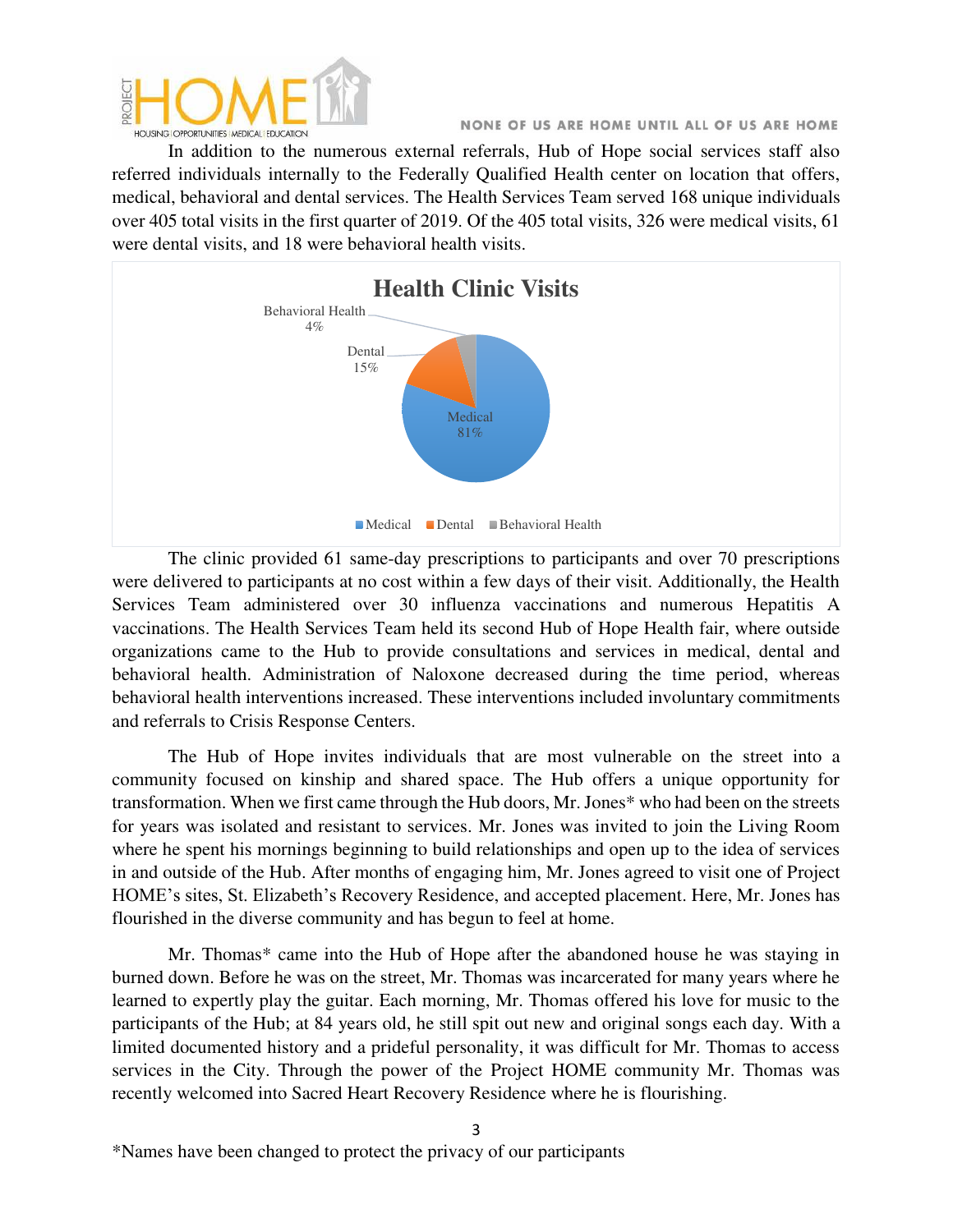In addition to the numerous external referrals, Hub of Hope social services staff also referred individuals internally to the Federally Qualified Health center on location that offers, medical, behavioral and dental services. The Health Services Team served 168 unique individuals over 405 total visits in the first quarter of 2019. Of the 405 total visits, 326 were medical visits, 61 were dental visits, and 18 were behavioral health visits.

Health Clinic Visits

Behavioral Health
4%

Dental
15%

Medical
81%

Medical  Dental  Behavioral Health

The clinic provided 61 same-day prescriptions to participants and over 70 prescriptions were delivered to participants at no cost within a few days of their visit. Additionally, the Health Services Team administered over 30 influenza vaccinations and numerous Hepatitis A vaccinations. The Health Services Team held its second Hub of Hope Health fair, where outside organizations came to the Hub to provide consultations and services in medical, dental and behavioral health. Administration of Naloxone decreased during the time period, whereas behavioral health interventions increased. These interventions included involuntary commitments and referrals to Crisis Response Centers.

The Hub of Hope invites individuals that are most vulnerable on the street into a community focused on kinship and shared space. The Hub offers a unique opportunity for transformation. When we first came through the Hub doors, Mr. Jones* who had been on the streets for years was isolated and resistant to services. Mr. Jones was invited to join the Living Room where he spent his mornings beginning to build relationships and open up to the idea of services in and outside of the Hub. After months of engaging him, Mr. Jones agreed to visit one of Project HOME's sites, St. Elizabeth's Recovery Residence, and accepted placement. Here, Mr. Jones has flourished in the diverse community and has begun to feel at home.

Mr. Thomas* came into the Hub of Hope after the abandoned house he was staying in burned down. Before he was on the street, Mr. Thomas was incarcerated for many years where he learned to expertly play the guitar. Each morning, Mr. Thomas offered his love for music to the participants of the Hub; at 84 years old, he still spit out new and original songs each day. With a limited documented history and a prideful personality, it was difficult for Mr. Thomas to access services in the City. Through the power of the Project HOME community Mr. Thomas was recently welcomed into Sacred Heart Recovery Residence where he is flourishing.

*Names have been changed to protect the privacy of our participants